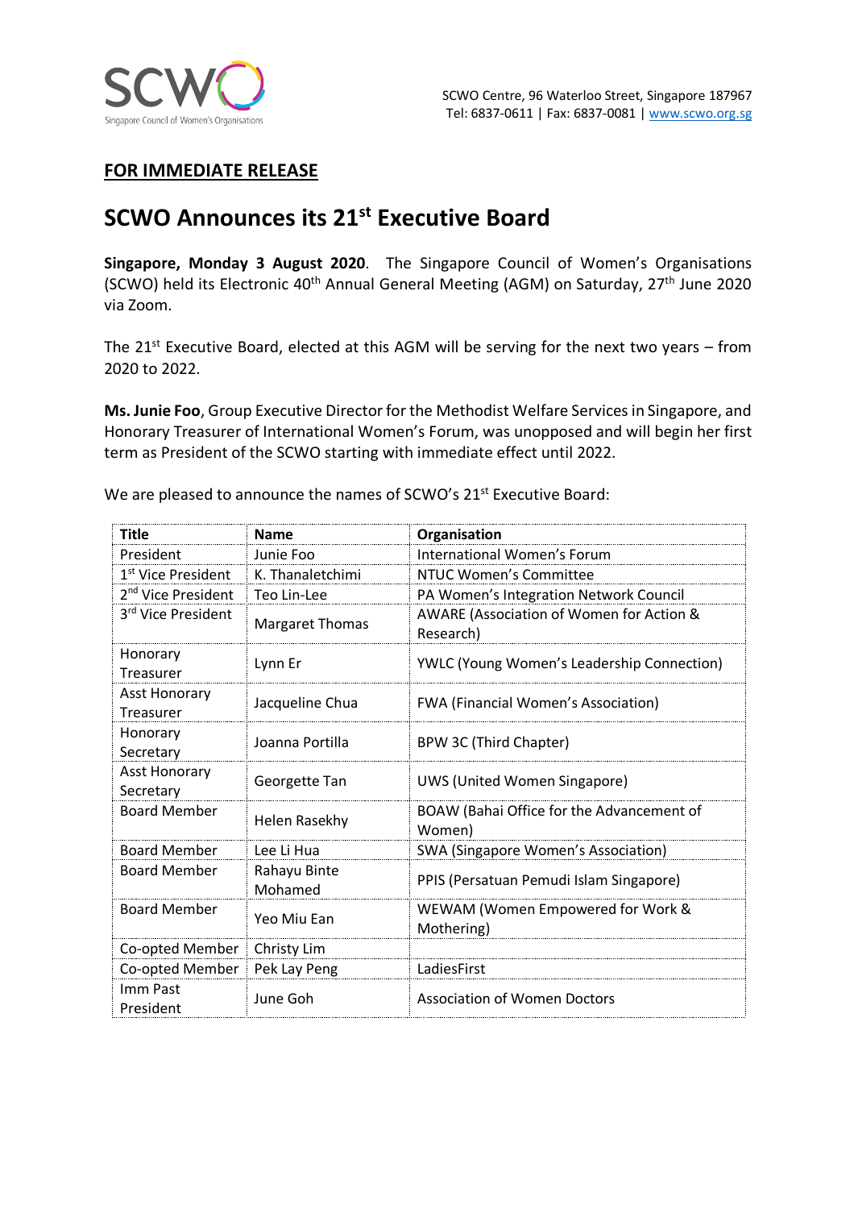SCWO Centre, 96 Waterloo Street, Singapore 187967
Tel: 6837-0611 | Fax: 6837-0081 | www.scwo.org.sg

**FOR IMMEDIATE RELEASE**

# SCWO Announces its 21st Executive Board

**Singapore, Monday 3 August 2020**. The Singapore Council of Women's Organisations (SCWO) held its Electronic 40th Annual General Meeting (AGM) on Saturday, 27th June 2020 via Zoom.

The 21st Executive Board, elected at this AGM will be serving for the next two years – from 2020 to 2022.

**Ms. Junie Foo**, Group Executive Director for the Methodist Welfare Services in Singapore, and Honorary Treasurer of International Women's Forum, was unopposed and will begin her first term as President of the SCWO starting with immediate effect until 2022.

We are pleased to announce the names of SCWO's 21st Executive Board:

| Title | Name | Organisation |
|---|---|---|
| President | Junie Foo | International Women's Forum |
| 1st Vice President | K. Thanaletchimi | NTUC Women's Committee |
| 2nd Vice President | Teo Lin-Lee | PA Women's Integration Network Council |
| 3rd Vice President | Margaret Thomas | AWARE (Association of Women for Action & Research) |
| Honorary Treasurer | Lynn Er | YWLC (Young Women's Leadership Connection) |
| Asst Honorary Treasurer | Jacqueline Chua | FWA (Financial Women's Association) |
| Honorary Secretary | Joanna Portilla | BPW 3C (Third Chapter) |
| Asst Honorary Secretary | Georgette Tan | UWS (United Women Singapore) |
| Board Member | Helen Rasekhy | BOAW (Bahai Office for the Advancement of Women) |
| Board Member | Lee Li Hua | SWA (Singapore Women's Association) |
| Board Member | Rahayu Binte Mohamed | PPIS (Persatuan Pemudi Islam Singapore) |
| Board Member | Yeo Miu Ean | WEWAM (Women Empowered for Work & Mothering) |
| Co-opted Member | Christy Lim | |
| Co-opted Member | Pek Lay Peng | LadiesFirst |
| Imm Past President | June Goh | Association of Women Doctors |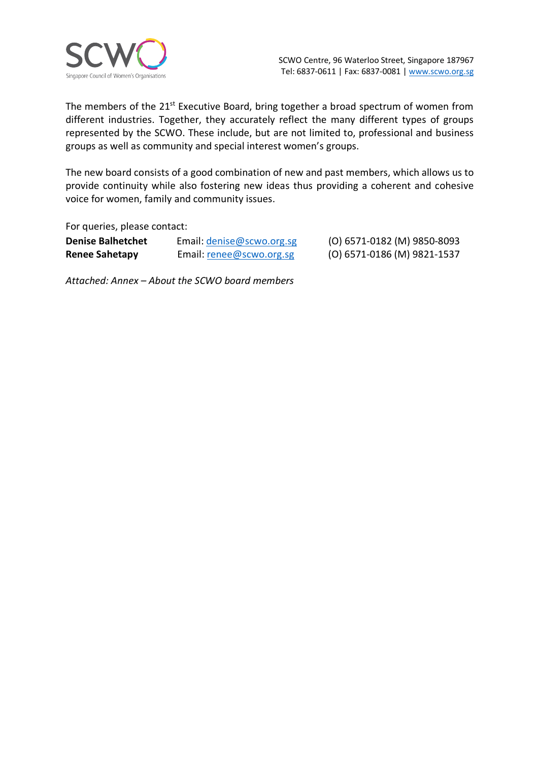The members of the 21st Executive Board, bring together a broad spectrum of women from different industries. Together, they accurately reflect the many different types of groups represented by the SCWO. These include, but are not limited to, professional and business groups as well as community and special interest women's groups.

The new board consists of a good combination of new and past members, which allows us to provide continuity while also fostering new ideas thus providing a coherent and cohesive voice for women, family and community issues.

For queries, please contact:

| | | |
|---|---|---|
| **Denise Balhetchet** | Email: denise@scwo.org.sg | (O) 6571-0182 (M) 9850-8093 |
| **Renee Sahetapy** | Email: renee@scwo.org.sg | (O) 6571-0186 (M) 9821-1537 |

*Attached: Annex – About the SCWO board members*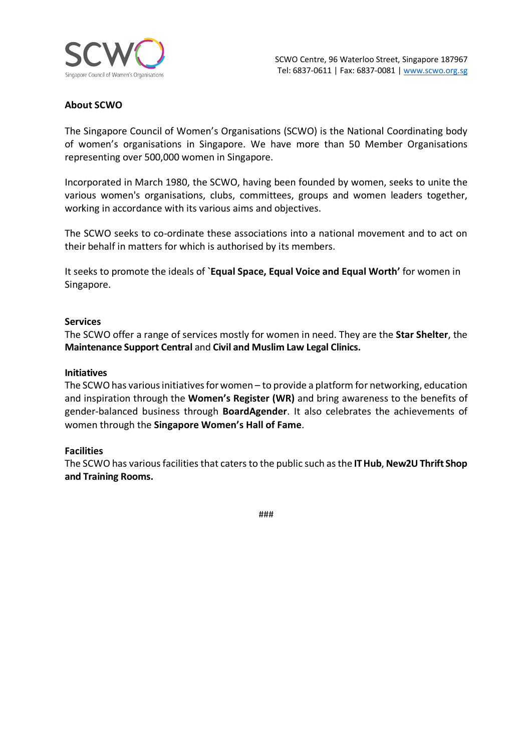SCWO Centre, 96 Waterloo Street, Singapore 187967
Tel: 6837-0611 | Fax: 6837-0081 | www.scwo.org.sg

**About SCWO**

The Singapore Council of Women's Organisations (SCWO) is the National Coordinating body of women's organisations in Singapore. We have more than 50 Member Organisations representing over 500,000 women in Singapore.

Incorporated in March 1980, the SCWO, having been founded by women, seeks to unite the various women's organisations, clubs, committees, groups and women leaders together, working in accordance with its various aims and objectives.

The SCWO seeks to co-ordinate these associations into a national movement and to act on their behalf in matters for which is authorised by its members.

It seeks to promote the ideals of **`Equal Space, Equal Voice and Equal Worth'** for women in Singapore.

**Services**
The SCWO offer a range of services mostly for women in need. They are the **Star Shelter**, the **Maintenance Support Central** and **Civil and Muslim Law Legal Clinics.**

**Initiatives**
The SCWO has various initiatives for women – to provide a platform for networking, education and inspiration through the **Women's Register (WR)** and bring awareness to the benefits of gender-balanced business through **BoardAgender**. It also celebrates the achievements of women through the **Singapore Women's Hall of Fame**.

**Facilities**
The SCWO has various facilities that caters to the public such as the **IT Hub**, **New2U Thrift Shop and Training Rooms.**

###